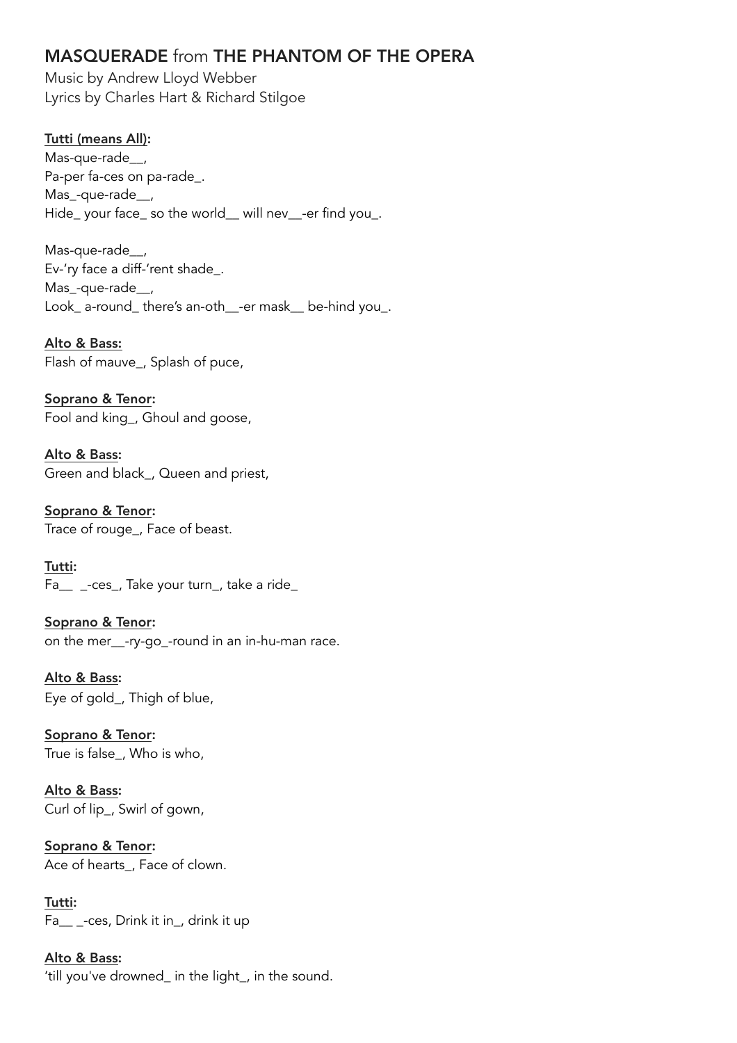## MASQUERADE from THE PHANTOM OF THE OPERA

Music by Andrew Lloyd Webber
Lyrics by Charles Hart & Richard Stilgoe

**Tutti (means All):**
Mas-que-rade__,
Pa-per fa-ces on pa-rade_.
Mas_-que-rade__,
Hide_ your face_ so the world__ will nev__-er find you_.

Mas-que-rade__,
Ev-'ry face a diff-'rent shade_.
Mas_-que-rade__,
Look_ a-round_ there's an-oth__-er mask__ be-hind you_.

**Alto & Bass:**
Flash of mauve_, Splash of puce,

**Soprano & Tenor:**
Fool and king_, Ghoul and goose,

**Alto & Bass:**
Green and black_, Queen and priest,

**Soprano & Tenor:**
Trace of rouge_, Face of beast.

**Tutti:**
Fa__ _-ces_, Take your turn_, take a ride_

**Soprano & Tenor:**
on the mer__-ry-go_-round in an in-hu-man race.

**Alto & Bass:**
Eye of gold_, Thigh of blue,

**Soprano & Tenor:**
True is false_, Who is who,

**Alto & Bass:**
Curl of lip_, Swirl of gown,

**Soprano & Tenor:**
Ace of hearts_, Face of clown.

**Tutti:**
Fa__ _-ces, Drink it in_, drink it up

**Alto & Bass:**
'till you've drowned_ in the light_, in the sound.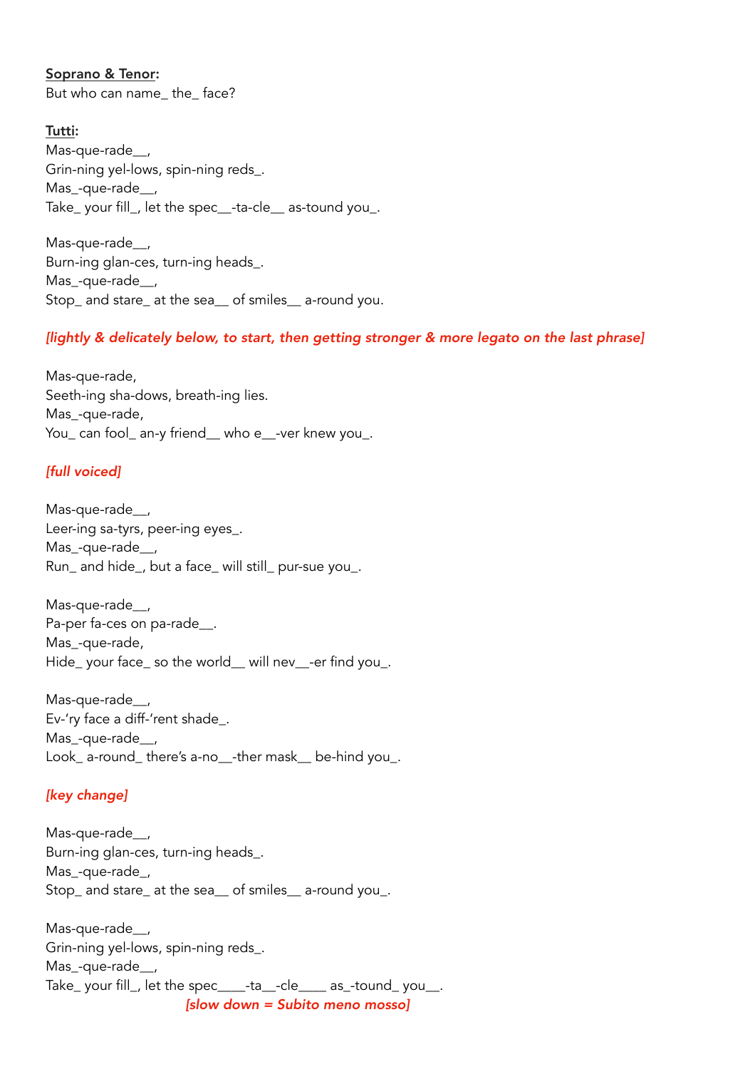**<u>Soprano & Tenor</u>:**
But who can name_ the_ face?

**<u>Tutti</u>:**
Mas-que-rade__,
Grin-ning yel-lows, spin-ning reds_.
Mas_-que-rade__,
Take_ your fill_, let the spec__-ta-cle__ as-tound you_.

Mas-que-rade__,
Burn-ing glan-ces, turn-ing heads_.
Mas_-que-rade__,
Stop_ and stare_ at the sea__ of smiles__ a-round you.

*[lightly & delicately below, to start, then getting stronger & more legato on the last phrase]*

Mas-que-rade,
Seeth-ing sha-dows, breath-ing lies.
Mas_-que-rade,
You_ can fool_ an-y friend__ who e__-ver knew you_.

*[full voiced]*

Mas-que-rade__,
Leer-ing sa-tyrs, peer-ing eyes_.
Mas_-que-rade__,
Run_ and hide_, but a face_ will still_ pur-sue you_.

Mas-que-rade__,
Pa-per fa-ces on pa-rade__.
Mas_-que-rade,
Hide_ your face_ so the world__ will nev__-er find you_.

Mas-que-rade__,
Ev-'ry face a diff-'rent shade_.
Mas_-que-rade__,
Look_ a-round_ there's a-no__-ther mask__ be-hind you_.

*[key change]*

Mas-que-rade__,
Burn-ing glan-ces, turn-ing heads_.
Mas_-que-rade_,
Stop_ and stare_ at the sea__ of smiles__ a-round you_.

Mas-que-rade__,
Grin-ning yel-lows, spin-ning reds_.
Mas_-que-rade__,
Take_ your fill_, let the spec____-ta__-cle____ as_-tound_ you__.
*[slow down = Subito meno mosso]*